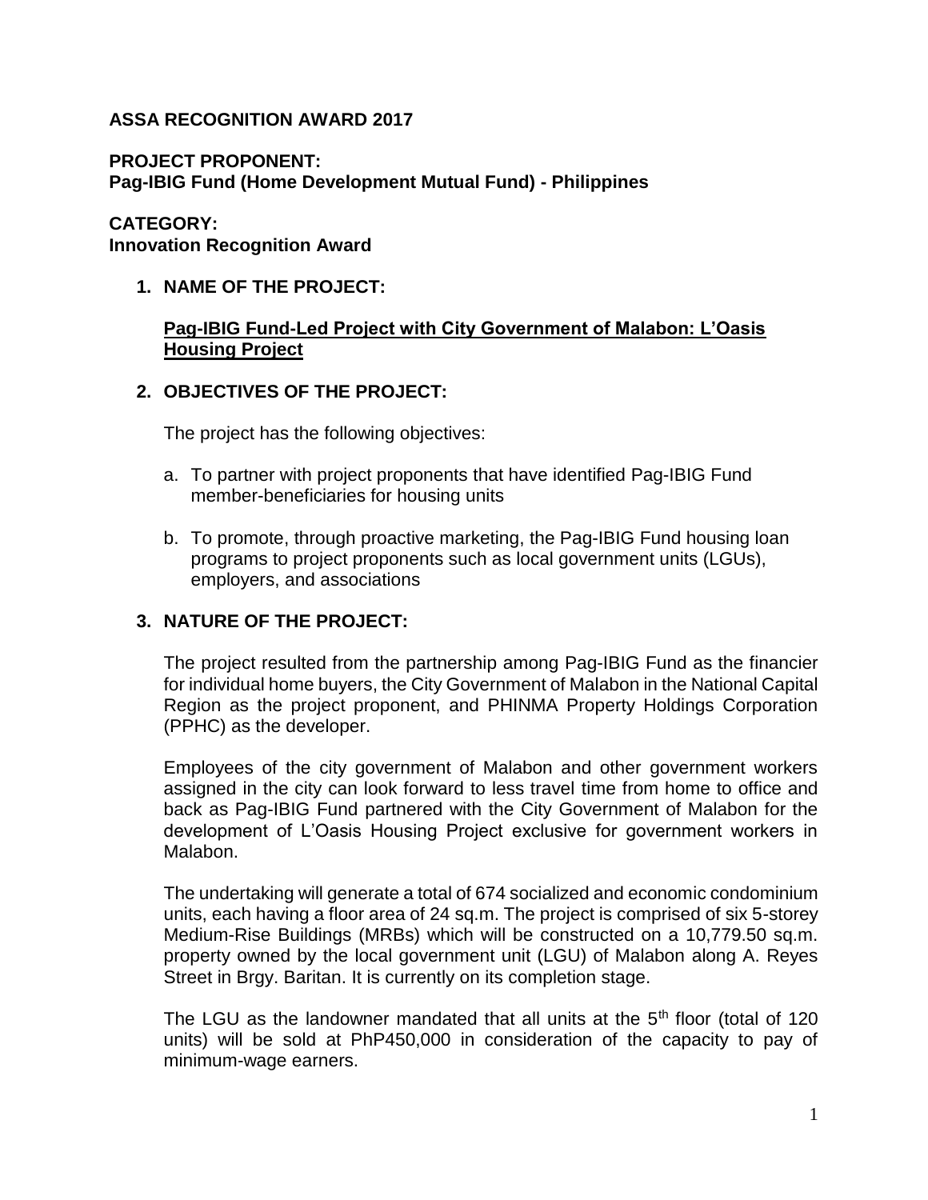**ASSA RECOGNITION AWARD 2017**

**PROJECT PROPONENT:**
**Pag-IBIG Fund (Home Development Mutual Fund) - Philippines**

**CATEGORY:**
**Innovation Recognition Award**

## 1. NAME OF THE PROJECT:

**Pag-IBIG Fund-Led Project with City Government of Malabon: L'Oasis Housing Project**

## 2. OBJECTIVES OF THE PROJECT:

The project has the following objectives:

a. To partner with project proponents that have identified Pag-IBIG Fund member-beneficiaries for housing units

b. To promote, through proactive marketing, the Pag-IBIG Fund housing loan programs to project proponents such as local government units (LGUs), employers, and associations

## 3. NATURE OF THE PROJECT:

The project resulted from the partnership among Pag-IBIG Fund as the financier for individual home buyers, the City Government of Malabon in the National Capital Region as the project proponent, and PHINMA Property Holdings Corporation (PPHC) as the developer.

Employees of the city government of Malabon and other government workers assigned in the city can look forward to less travel time from home to office and back as Pag-IBIG Fund partnered with the City Government of Malabon for the development of L'Oasis Housing Project exclusive for government workers in Malabon.

The undertaking will generate a total of 674 socialized and economic condominium units, each having a floor area of 24 sq.m. The project is comprised of six 5-storey Medium-Rise Buildings (MRBs) which will be constructed on a 10,779.50 sq.m. property owned by the local government unit (LGU) of Malabon along A. Reyes Street in Brgy. Baritan. It is currently on its completion stage.

The LGU as the landowner mandated that all units at the 5th floor (total of 120 units) will be sold at PhP450,000 in consideration of the capacity to pay of minimum-wage earners.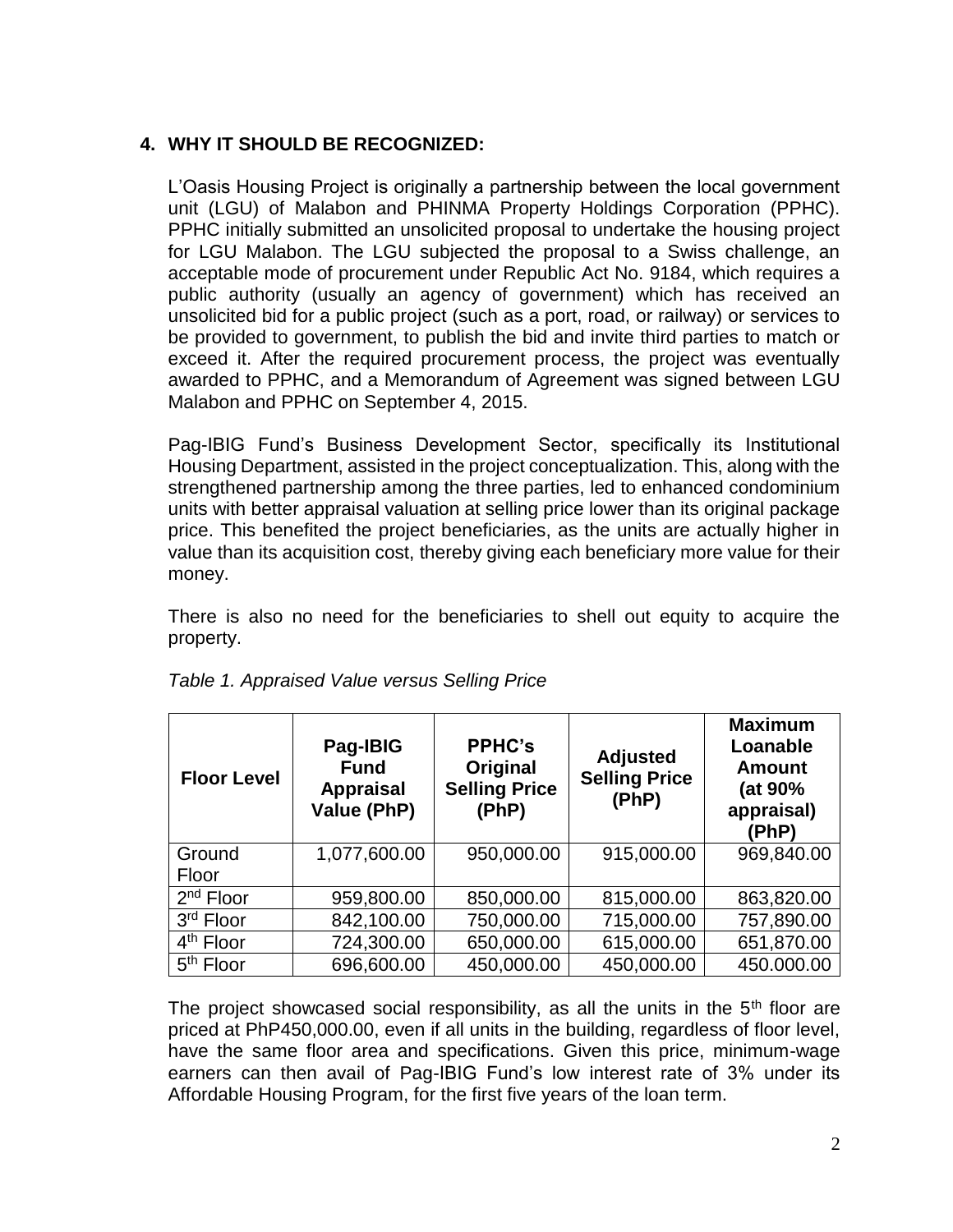## 4. WHY IT SHOULD BE RECOGNIZED:

L'Oasis Housing Project is originally a partnership between the local government unit (LGU) of Malabon and PHINMA Property Holdings Corporation (PPHC). PPHC initially submitted an unsolicited proposal to undertake the housing project for LGU Malabon. The LGU subjected the proposal to a Swiss challenge, an acceptable mode of procurement under Republic Act No. 9184, which requires a public authority (usually an agency of government) which has received an unsolicited bid for a public project (such as a port, road, or railway) or services to be provided to government, to publish the bid and invite third parties to match or exceed it. After the required procurement process, the project was eventually awarded to PPHC, and a Memorandum of Agreement was signed between LGU Malabon and PPHC on September 4, 2015.

Pag-IBIG Fund's Business Development Sector, specifically its Institutional Housing Department, assisted in the project conceptualization. This, along with the strengthened partnership among the three parties, led to enhanced condominium units with better appraisal valuation at selling price lower than its original package price. This benefited the project beneficiaries, as the units are actually higher in value than its acquisition cost, thereby giving each beneficiary more value for their money.

There is also no need for the beneficiaries to shell out equity to acquire the property.

*Table 1. Appraised Value versus Selling Price*

| Floor Level | Pag-IBIG Fund Appraisal Value (PhP) | PPHC's Original Selling Price (PhP) | Adjusted Selling Price (PhP) | Maximum Loanable Amount (at 90% appraisal) (PhP) |
|---|---|---|---|---|
| Ground Floor | 1,077,600.00 | 950,000.00 | 915,000.00 | 969,840.00 |
| 2nd Floor | 959,800.00 | 850,000.00 | 815,000.00 | 863,820.00 |
| 3rd Floor | 842,100.00 | 750,000.00 | 715,000.00 | 757,890.00 |
| 4th Floor | 724,300.00 | 650,000.00 | 615,000.00 | 651,870.00 |
| 5th Floor | 696,600.00 | 450,000.00 | 450,000.00 | 450.000.00 |

The project showcased social responsibility, as all the units in the 5th floor are priced at PhP450,000.00, even if all units in the building, regardless of floor level, have the same floor area and specifications. Given this price, minimum-wage earners can then avail of Pag-IBIG Fund's low interest rate of 3% under its Affordable Housing Program, for the first five years of the loan term.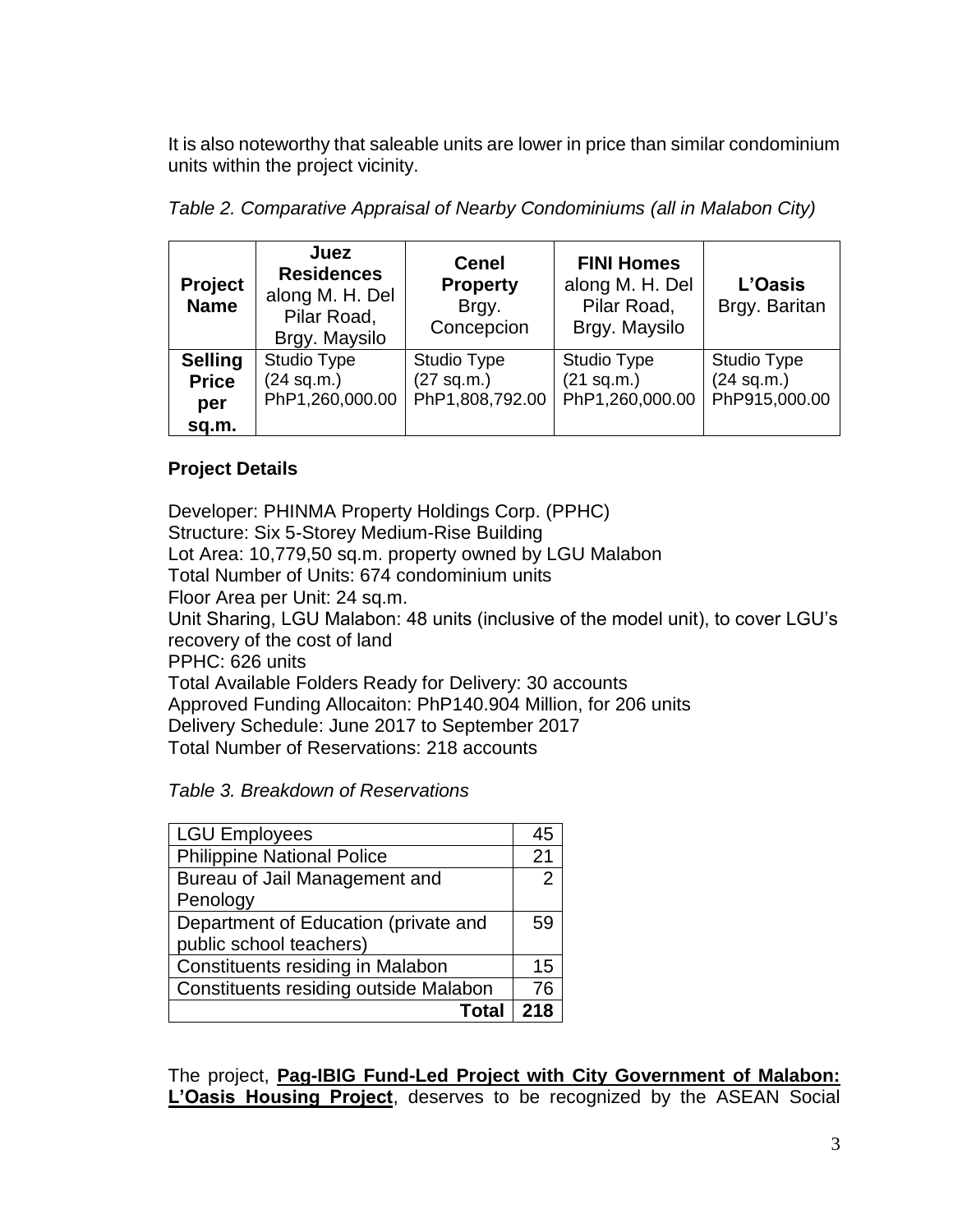It is also noteworthy that saleable units are lower in price than similar condominium units within the project vicinity.

*Table 2. Comparative Appraisal of Nearby Condominiums (all in Malabon City)*

| **Project Name** | **Juez Residences** along M. H. Del Pilar Road, Brgy. Maysilo | **Cenel Property** Brgy. Concepcion | **FINI Homes** along M. H. Del Pilar Road, Brgy. Maysilo | **L'Oasis** Brgy. Baritan |
|---|---|---|---|---|
| **Selling Price per sq.m.** | Studio Type (24 sq.m.) PhP1,260,000.00 | Studio Type (27 sq.m.) PhP1,808,792.00 | Studio Type (21 sq.m.) PhP1,260,000.00 | Studio Type (24 sq.m.) PhP915,000.00 |

**Project Details**

Developer: PHINMA Property Holdings Corp. (PPHC)
Structure: Six 5-Storey Medium-Rise Building
Lot Area: 10,779,50 sq.m. property owned by LGU Malabon
Total Number of Units: 674 condominium units
Floor Area per Unit: 24 sq.m.
Unit Sharing, LGU Malabon: 48 units (inclusive of the model unit), to cover LGU's recovery of the cost of land
PPHC: 626 units
Total Available Folders Ready for Delivery: 30 accounts
Approved Funding Allocaiton: PhP140.904 Million, for 206 units
Delivery Schedule: June 2017 to September 2017
Total Number of Reservations: 218 accounts

*Table 3. Breakdown of Reservations*

| | |
|---|---|
| LGU Employees | 45 |
| Philippine National Police | 21 |
| Bureau of Jail Management and Penology | 2 |
| Department of Education (private and public school teachers) | 59 |
| Constituents residing in Malabon | 15 |
| Constituents residing outside Malabon | 76 |
| **Total** | **218** |

The project, **Pag-IBIG Fund-Led Project with City Government of Malabon: L'Oasis Housing Project**, deserves to be recognized by the ASEAN Social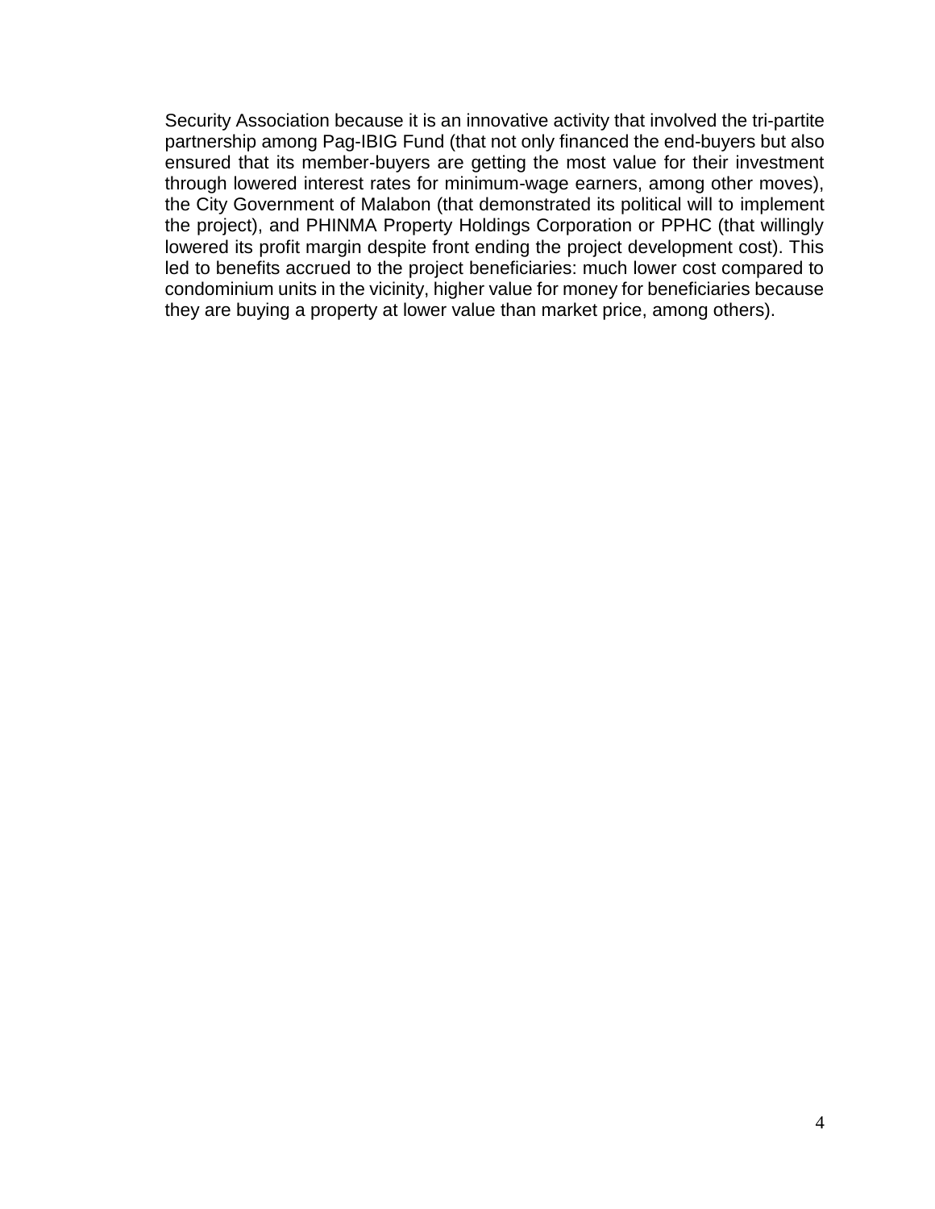Security Association because it is an innovative activity that involved the tri-partite partnership among Pag-IBIG Fund (that not only financed the end-buyers but also ensured that its member-buyers are getting the most value for their investment through lowered interest rates for minimum-wage earners, among other moves), the City Government of Malabon (that demonstrated its political will to implement the project), and PHINMA Property Holdings Corporation or PPHC (that willingly lowered its profit margin despite front ending the project development cost). This led to benefits accrued to the project beneficiaries: much lower cost compared to condominium units in the vicinity, higher value for money for beneficiaries because they are buying a property at lower value than market price, among others).